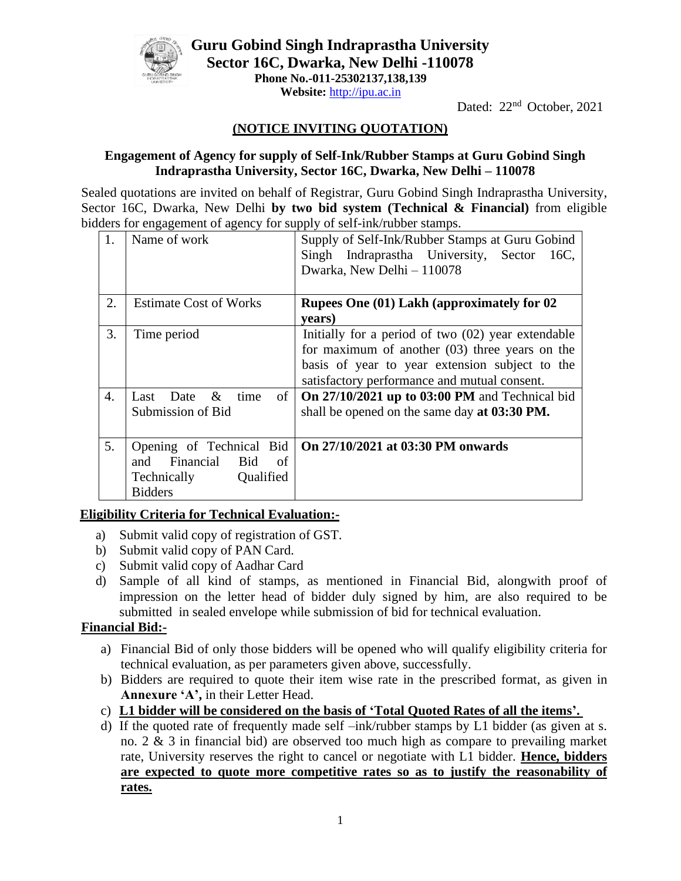# Guru Gobind Singh Indraprastha University
## Sector 16C, Dwarka, New Delhi -110078

**Phone No.-011-25302137,138,139**

**Website:** http://ipu.ac.in

Dated: 22nd October, 2021

## (NOTICE INVITING QUOTATION)

**Engagement of Agency for supply of Self-Ink/Rubber Stamps at Guru Gobind Singh Indraprastha University, Sector 16C, Dwarka, New Delhi – 110078**

Sealed quotations are invited on behalf of Registrar, Guru Gobind Singh Indraprastha University, Sector 16C, Dwarka, New Delhi **by two bid system (Technical & Financial)** from eligible bidders for engagement of agency for supply of self-ink/rubber stamps.

| | | |
|---|---|---|
| 1. | Name of work | Supply of Self-Ink/Rubber Stamps at Guru Gobind Singh Indraprastha University, Sector 16C, Dwarka, New Delhi – 110078 |
| 2. | Estimate Cost of Works | **Rupees One (01) Lakh (approximately for 02 years)** |
| 3. | Time period | Initially for a period of two (02) year extendable for maximum of another (03) three years on the basis of year to year extension subject to the satisfactory performance and mutual consent. |
| 4. | Last Date & time of Submission of Bid | **On 27/10/2021 up to 03:00 PM** and Technical bid shall be opened on the same day **at 03:30 PM.** |
| 5. | Opening of Technical Bid and Financial Bid of Technically Qualified Bidders | **On 27/10/2021 at 03:30 PM onwards** |

**Eligibility Criteria for Technical Evaluation:-**

a) Submit valid copy of registration of GST.
b) Submit valid copy of PAN Card.
c) Submit valid copy of Aadhar Card
d) Sample of all kind of stamps, as mentioned in Financial Bid, alongwith proof of impression on the letter head of bidder duly signed by him, are also required to be submitted in sealed envelope while submission of bid for technical evaluation.

**Financial Bid:-**

a) Financial Bid of only those bidders will be opened who will qualify eligibility criteria for technical evaluation, as per parameters given above, successfully.
b) Bidders are required to quote their item wise rate in the prescribed format, as given in **Annexure 'A',** in their Letter Head.
c) **L1 bidder will be considered on the basis of 'Total Quoted Rates of all the items'.**
d) If the quoted rate of frequently made self –ink/rubber stamps by L1 bidder (as given at s. no. 2 & 3 in financial bid) are observed too much high as compare to prevailing market rate, University reserves the right to cancel or negotiate with L1 bidder. **Hence, bidders are expected to quote more competitive rates so as to justify the reasonability of rates.**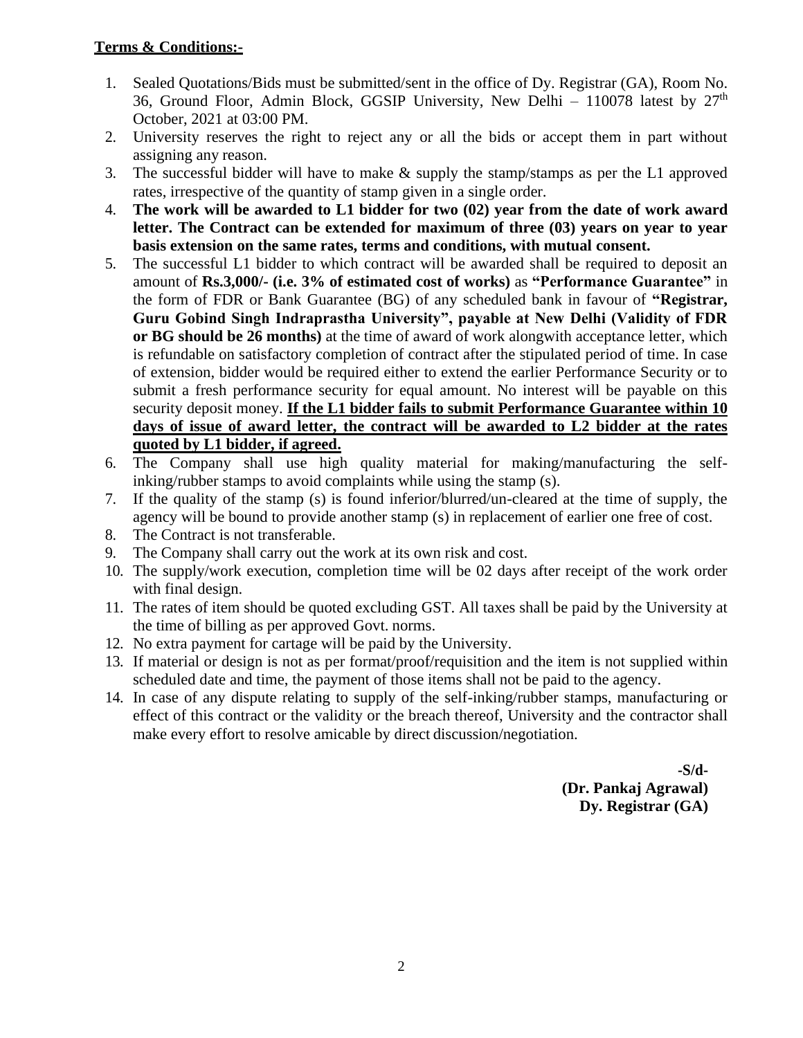**<u>Terms & Conditions:-</u>**

1. Sealed Quotations/Bids must be submitted/sent in the office of Dy. Registrar (GA), Room No. 36, Ground Floor, Admin Block, GGSIP University, New Delhi – 110078 latest by 27th October, 2021 at 03:00 PM.
2. University reserves the right to reject any or all the bids or accept them in part without assigning any reason.
3. The successful bidder will have to make & supply the stamp/stamps as per the L1 approved rates, irrespective of the quantity of stamp given in a single order.
4. **The work will be awarded to L1 bidder for two (02) year from the date of work award letter. The Contract can be extended for maximum of three (03) years on year to year basis extension on the same rates, terms and conditions, with mutual consent.**
5. The successful L1 bidder to which contract will be awarded shall be required to deposit an amount of **Rs.3,000/- (i.e. 3% of estimated cost of works)** as **"Performance Guarantee"** in the form of FDR or Bank Guarantee (BG) of any scheduled bank in favour of **"Registrar, Guru Gobind Singh Indraprastha University", payable at New Delhi (Validity of FDR or BG should be 26 months)** at the time of award of work alongwith acceptance letter, which is refundable on satisfactory completion of contract after the stipulated period of time. In case of extension, bidder would be required either to extend the earlier Performance Security or to submit a fresh performance security for equal amount. No interest will be payable on this security deposit money. **<u>If the L1 bidder fails to submit Performance Guarantee within 10 days of issue of award letter, the contract will be awarded to L2 bidder at the rates quoted by L1 bidder, if agreed.</u>**
6. The Company shall use high quality material for making/manufacturing the self-inking/rubber stamps to avoid complaints while using the stamp (s).
7. If the quality of the stamp (s) is found inferior/blurred/un-cleared at the time of supply, the agency will be bound to provide another stamp (s) in replacement of earlier one free of cost.
8. The Contract is not transferable.
9. The Company shall carry out the work at its own risk and cost.
10. The supply/work execution, completion time will be 02 days after receipt of the work order with final design.
11. The rates of item should be quoted excluding GST. All taxes shall be paid by the University at the time of billing as per approved Govt. norms.
12. No extra payment for cartage will be paid by the University.
13. If material or design is not as per format/proof/requisition and the item is not supplied within scheduled date and time, the payment of those items shall not be paid to the agency.
14. In case of any dispute relating to supply of the self-inking/rubber stamps, manufacturing or effect of this contract or the validity or the breach thereof, University and the contractor shall make every effort to resolve amicable by direct discussion/negotiation.

**-S/d-**
**(Dr. Pankaj Agrawal)**
**Dy. Registrar (GA)**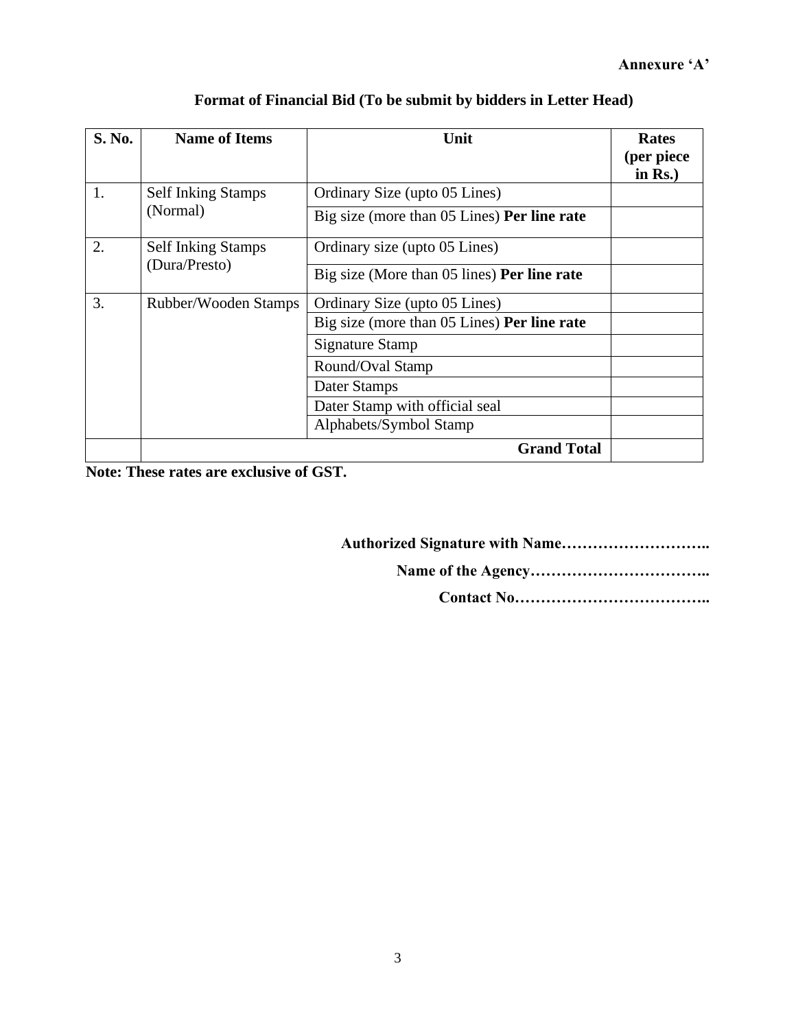**Annexure 'A'**

**Format of Financial Bid (To be submit by bidders in Letter Head)**

| S. No. | Name of Items | Unit | Rates (per piece in Rs.) |
|---|---|---|---|
| 1. | Self Inking Stamps (Normal) | Ordinary Size (upto 05 Lines) | |
| | | Big size (more than 05 Lines) **Per line rate** | |
| 2. | Self Inking Stamps (Dura/Presto) | Ordinary size (upto 05 Lines) | |
| | | Big size (More than 05 lines) **Per line rate** | |
| 3. | Rubber/Wooden Stamps | Ordinary Size (upto 05 Lines) | |
| | | Big size (more than 05 Lines) **Per line rate** | |
| | | Signature Stamp | |
| | | Round/Oval Stamp | |
| | | Dater Stamps | |
| | | Dater Stamp with official seal | |
| | | Alphabets/Symbol Stamp | |
| | | **Grand Total** | |

**Note: These rates are exclusive of GST.**

**Authorized Signature with Name………………………..**

**Name of the Agency……………………………..**

**Contact No………………………………..**